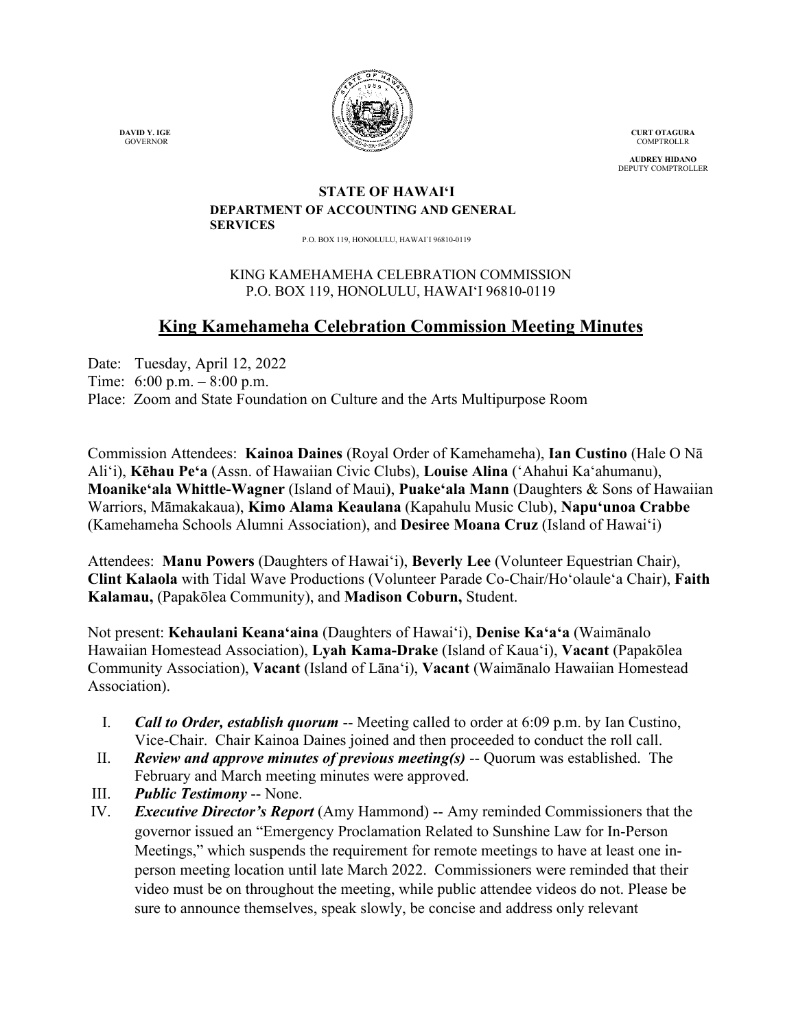**DAVID Y. IGE**
GOVERNOR

**CURT OTAGURA**
COMPTROLLR

**AUDREY HIDANO**
DEPUTY COMPTROLLER

**STATE OF HAWAIʻI**
**DEPARTMENT OF ACCOUNTING AND GENERAL SERVICES**
P.O. BOX 119, HONOLULU, HAWAIʻI 96810-0119

KING KAMEHAMEHA CELEBRATION COMMISSION
P.O. BOX 119, HONOLULU, HAWAIʻI 96810-0119

# King Kamehameha Celebration Commission Meeting Minutes

Date: Tuesday, April 12, 2022
Time: 6:00 p.m. – 8:00 p.m.
Place: Zoom and State Foundation on Culture and the Arts Multipurpose Room

Commission Attendees: **Kainoa Daines** (Royal Order of Kamehameha), **Ian Custino** (Hale O Nā Aliʻi), **Kēhau Peʻa** (Assn. of Hawaiian Civic Clubs), **Louise Alina** (ʻAhahui Kaʻahumanu), **Moanikeʻala Whittle-Wagner** (Island of Maui), **Puakeʻala Mann** (Daughters & Sons of Hawaiian Warriors, Māmakakaua), **Kimo Alama Keaulana** (Kapahulu Music Club), **Napuʻunoa Crabbe** (Kamehameha Schools Alumni Association), and **Desiree Moana Cruz** (Island of Hawaiʻi)

Attendees: **Manu Powers** (Daughters of Hawaiʻi), **Beverly Lee** (Volunteer Equestrian Chair), **Clint Kalaola** with Tidal Wave Productions (Volunteer Parade Co-Chair/Hoʻolauleʻa Chair), **Faith Kalamau,** (Papakōlea Community), and **Madison Coburn,** Student.

Not present: **Kehaulani Keanaʻaina** (Daughters of Hawaiʻi), **Denise Kaʻaʻa** (Waimānalo Hawaiian Homestead Association), **Lyah Kama-Drake** (Island of Kauaʻi), **Vacant** (Papakōlea Community Association), **Vacant** (Island of Lānaʻi), **Vacant** (Waimānalo Hawaiian Homestead Association).

I. ***Call to Order, establish quorum*** -- Meeting called to order at 6:09 p.m. by Ian Custino, Vice-Chair. Chair Kainoa Daines joined and then proceeded to conduct the roll call.

II. ***Review and approve minutes of previous meeting(s)*** -- Quorum was established. The February and March meeting minutes were approved.

III. ***Public Testimony*** -- None.

IV. ***Executive Director's Report*** (Amy Hammond) -- Amy reminded Commissioners that the governor issued an "Emergency Proclamation Related to Sunshine Law for In-Person Meetings," which suspends the requirement for remote meetings to have at least one in-person meeting location until late March 2022. Commissioners were reminded that their video must be on throughout the meeting, while public attendee videos do not. Please be sure to announce themselves, speak slowly, be concise and address only relevant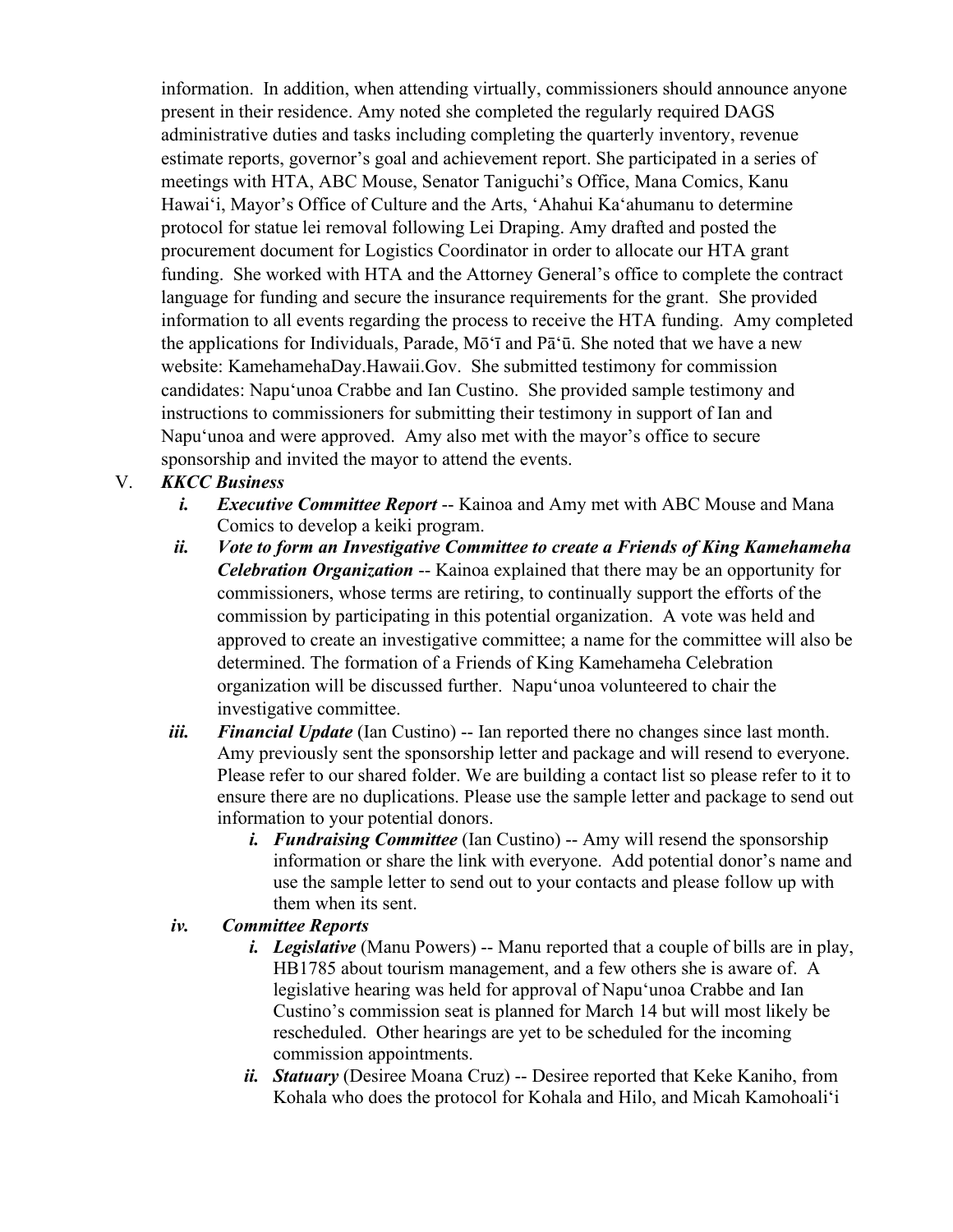information. In addition, when attending virtually, commissioners should announce anyone present in their residence. Amy noted she completed the regularly required DAGS administrative duties and tasks including completing the quarterly inventory, revenue estimate reports, governor's goal and achievement report. She participated in a series of meetings with HTA, ABC Mouse, Senator Taniguchi's Office, Mana Comics, Kanu Hawaiʻi, Mayor's Office of Culture and the Arts, ʻAhahui Kaʻahumanu to determine protocol for statue lei removal following Lei Draping. Amy drafted and posted the procurement document for Logistics Coordinator in order to allocate our HTA grant funding. She worked with HTA and the Attorney General's office to complete the contract language for funding and secure the insurance requirements for the grant. She provided information to all events regarding the process to receive the HTA funding. Amy completed the applications for Individuals, Parade, Mōʻī and Pāʻū. She noted that we have a new website: KamehamehaDay.Hawaii.Gov. She submitted testimony for commission candidates: Napuʻunoa Crabbe and Ian Custino. She provided sample testimony and instructions to commissioners for submitting their testimony in support of Ian and Napuʻunoa and were approved. Amy also met with the mayor's office to secure sponsorship and invited the mayor to attend the events.

V. ***KKCC Business***

   i. ***Executive Committee Report*** -- Kainoa and Amy met with ABC Mouse and Mana Comics to develop a keiki program.

   ii. ***Vote to form an Investigative Committee to create a Friends of King Kamehameha Celebration Organization*** -- Kainoa explained that there may be an opportunity for commissioners, whose terms are retiring, to continually support the efforts of the commission by participating in this potential organization. A vote was held and approved to create an investigative committee; a name for the committee will also be determined. The formation of a Friends of King Kamehameha Celebration organization will be discussed further. Napuʻunoa volunteered to chair the investigative committee.

   iii. ***Financial Update*** (Ian Custino) -- Ian reported there no changes since last month. Amy previously sent the sponsorship letter and package and will resend to everyone. Please refer to our shared folder. We are building a contact list so please refer to it to ensure there are no duplications. Please use the sample letter and package to send out information to your potential donors.

      i. ***Fundraising Committee*** (Ian Custino) -- Amy will resend the sponsorship information or share the link with everyone. Add potential donor's name and use the sample letter to send out to your contacts and please follow up with them when its sent.

   iv. ***Committee Reports***

      i. ***Legislative*** (Manu Powers) -- Manu reported that a couple of bills are in play, HB1785 about tourism management, and a few others she is aware of. A legislative hearing was held for approval of Napuʻunoa Crabbe and Ian Custino's commission seat is planned for March 14 but will most likely be rescheduled. Other hearings are yet to be scheduled for the incoming commission appointments.

      ii. ***Statuary*** (Desiree Moana Cruz) -- Desiree reported that Keke Kaniho, from Kohala who does the protocol for Kohala and Hilo, and Micah Kamohoaliʻi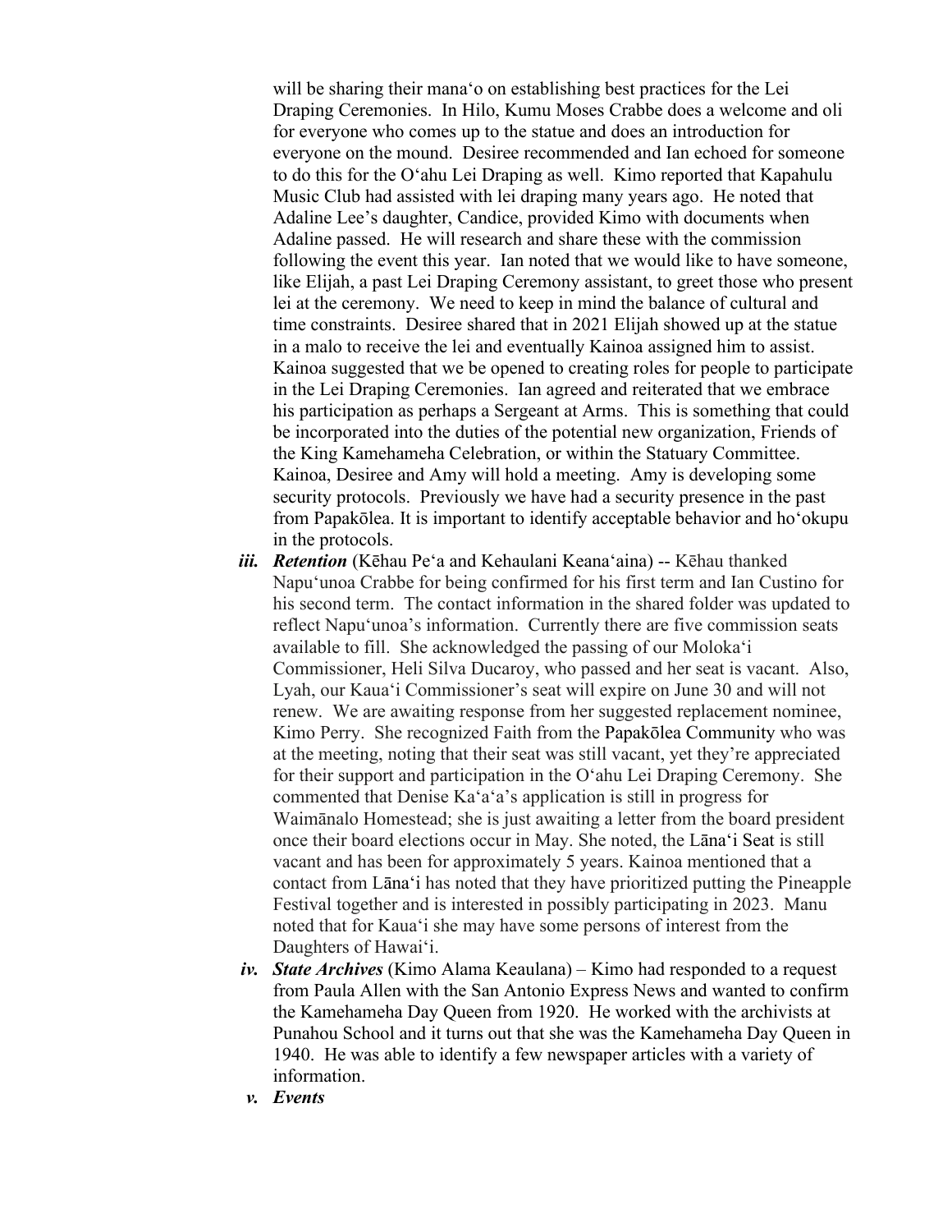will be sharing their manaʻo on establishing best practices for the Lei Draping Ceremonies. In Hilo, Kumu Moses Crabbe does a welcome and oli for everyone who comes up to the statue and does an introduction for everyone on the mound. Desiree recommended and Ian echoed for someone to do this for the Oʻahu Lei Draping as well. Kimo reported that Kapahulu Music Club had assisted with lei draping many years ago. He noted that Adaline Lee's daughter, Candice, provided Kimo with documents when Adaline passed. He will research and share these with the commission following the event this year. Ian noted that we would like to have someone, like Elijah, a past Lei Draping Ceremony assistant, to greet those who present lei at the ceremony. We need to keep in mind the balance of cultural and time constraints. Desiree shared that in 2021 Elijah showed up at the statue in a malo to receive the lei and eventually Kainoa assigned him to assist. Kainoa suggested that we be opened to creating roles for people to participate in the Lei Draping Ceremonies. Ian agreed and reiterated that we embrace his participation as perhaps a Sergeant at Arms. This is something that could be incorporated into the duties of the potential new organization, Friends of the King Kamehameha Celebration, or within the Statuary Committee. Kainoa, Desiree and Amy will hold a meeting. Amy is developing some security protocols. Previously we have had a security presence in the past from Papakōlea. It is important to identify acceptable behavior and hoʻokupu in the protocols.

*iii.* ***Retention*** (Kēhau Peʻa and Kehaulani Keanaʻaina) -- Kēhau thanked Napuʻunoa Crabbe for being confirmed for his first term and Ian Custino for his second term. The contact information in the shared folder was updated to reflect Napuʻunoa's information. Currently there are five commission seats available to fill. She acknowledged the passing of our Molokaʻi Commissioner, Heli Silva Ducaroy, who passed and her seat is vacant. Also, Lyah, our Kauaʻi Commissioner's seat will expire on June 30 and will not renew. We are awaiting response from her suggested replacement nominee, Kimo Perry. She recognized Faith from the Papakōlea Community who was at the meeting, noting that their seat was still vacant, yet they're appreciated for their support and participation in the Oʻahu Lei Draping Ceremony. She commented that Denise Kaʻaʻa's application is still in progress for Waimānalo Homestead; she is just awaiting a letter from the board president once their board elections occur in May. She noted, the Lānaʻi Seat is still vacant and has been for approximately 5 years. Kainoa mentioned that a contact from Lānaʻi has noted that they have prioritized putting the Pineapple Festival together and is interested in possibly participating in 2023. Manu noted that for Kauaʻi she may have some persons of interest from the Daughters of Hawaiʻi.

*iv.* ***State Archives*** (Kimo Alama Keaulana) – Kimo had responded to a request from Paula Allen with the San Antonio Express News and wanted to confirm the Kamehameha Day Queen from 1920. He worked with the archivists at Punahou School and it turns out that she was the Kamehameha Day Queen in 1940. He was able to identify a few newspaper articles with a variety of information.

*v.* ***Events***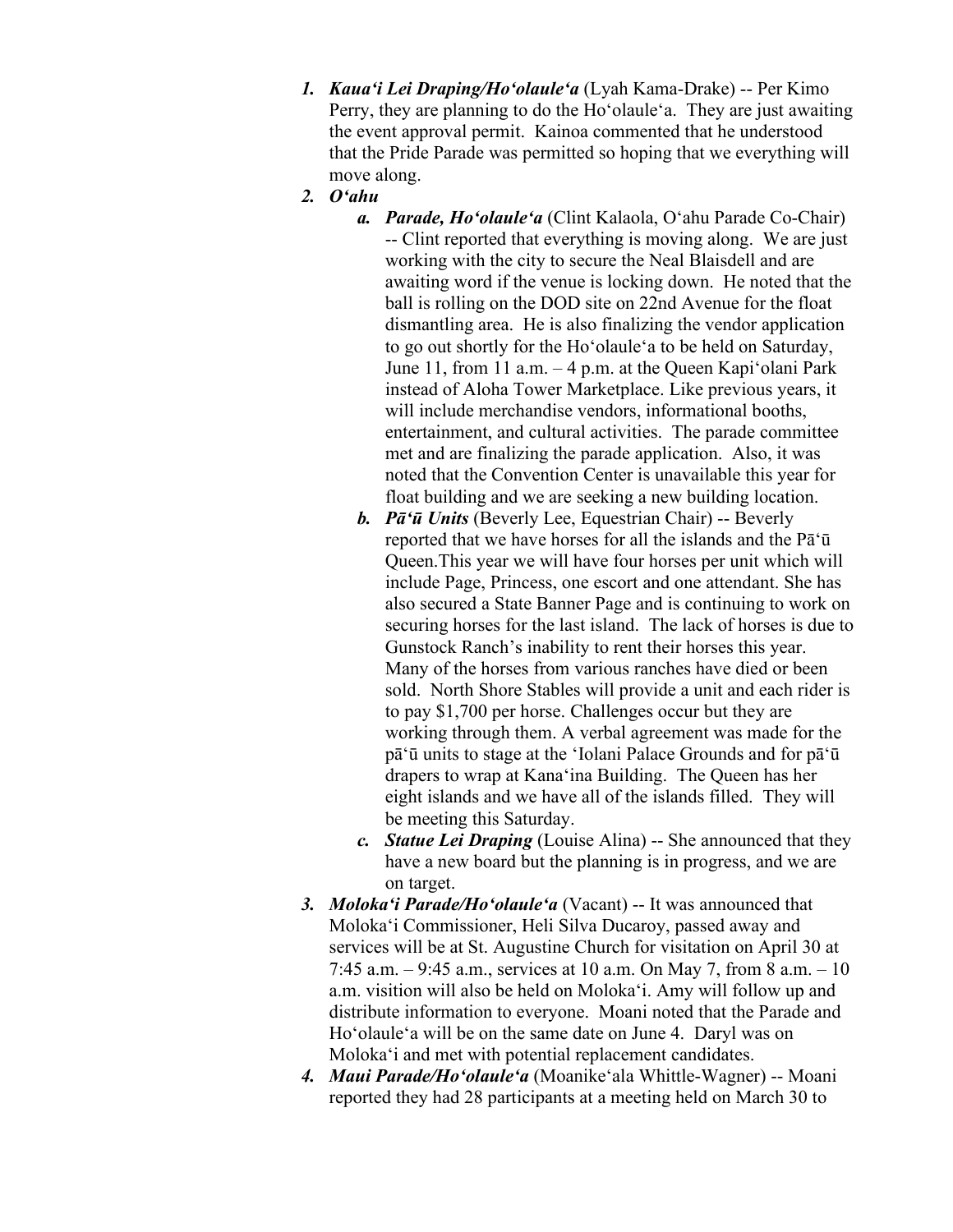1. ***Kauaʻi Lei Draping/Hoʻolauleʻa*** (Lyah Kama-Drake) -- Per Kimo Perry, they are planning to do the Hoʻolauleʻa. They are just awaiting the event approval permit. Kainoa commented that he understood that the Pride Parade was permitted so hoping that we everything will move along.
2. ***Oʻahu***
   a. ***Parade, Hoʻolauleʻa*** (Clint Kalaola, Oʻahu Parade Co-Chair) -- Clint reported that everything is moving along. We are just working with the city to secure the Neal Blaisdell and are awaiting word if the venue is locking down. He noted that the ball is rolling on the DOD site on 22nd Avenue for the float dismantling area. He is also finalizing the vendor application to go out shortly for the Hoʻolauleʻa to be held on Saturday, June 11, from 11 a.m. – 4 p.m. at the Queen Kapiʻolani Park instead of Aloha Tower Marketplace. Like previous years, it will include merchandise vendors, informational booths, entertainment, and cultural activities. The parade committee met and are finalizing the parade application. Also, it was noted that the Convention Center is unavailable this year for float building and we are seeking a new building location.
   b. ***Pāʻū Units*** (Beverly Lee, Equestrian Chair) -- Beverly reported that we have horses for all the islands and the Pāʻū Queen.This year we will have four horses per unit which will include Page, Princess, one escort and one attendant. She has also secured a State Banner Page and is continuing to work on securing horses for the last island. The lack of horses is due to Gunstock Ranch's inability to rent their horses this year. Many of the horses from various ranches have died or been sold. North Shore Stables will provide a unit and each rider is to pay $1,700 per horse. Challenges occur but they are working through them. A verbal agreement was made for the pāʻū units to stage at the ʻIolani Palace Grounds and for pāʻū drapers to wrap at Kanaʻina Building. The Queen has her eight islands and we have all of the islands filled. They will be meeting this Saturday.
   c. ***Statue Lei Draping*** (Louise Alina) -- She announced that they have a new board but the planning is in progress, and we are on target.
3. ***Molokaʻi Parade/Hoʻolauleʻa*** (Vacant) -- It was announced that Molokaʻi Commissioner, Heli Silva Ducaroy, passed away and services will be at St. Augustine Church for visitation on April 30 at 7:45 a.m. – 9:45 a.m., services at 10 a.m. On May 7, from 8 a.m. – 10 a.m. visition will also be held on Molokaʻi. Amy will follow up and distribute information to everyone. Moani noted that the Parade and Hoʻolauleʻa will be on the same date on June 4. Daryl was on Molokaʻi and met with potential replacement candidates.
4. ***Maui Parade/Hoʻolauleʻa*** (Moanikeʻala Whittle-Wagner) -- Moani reported they had 28 participants at a meeting held on March 30 to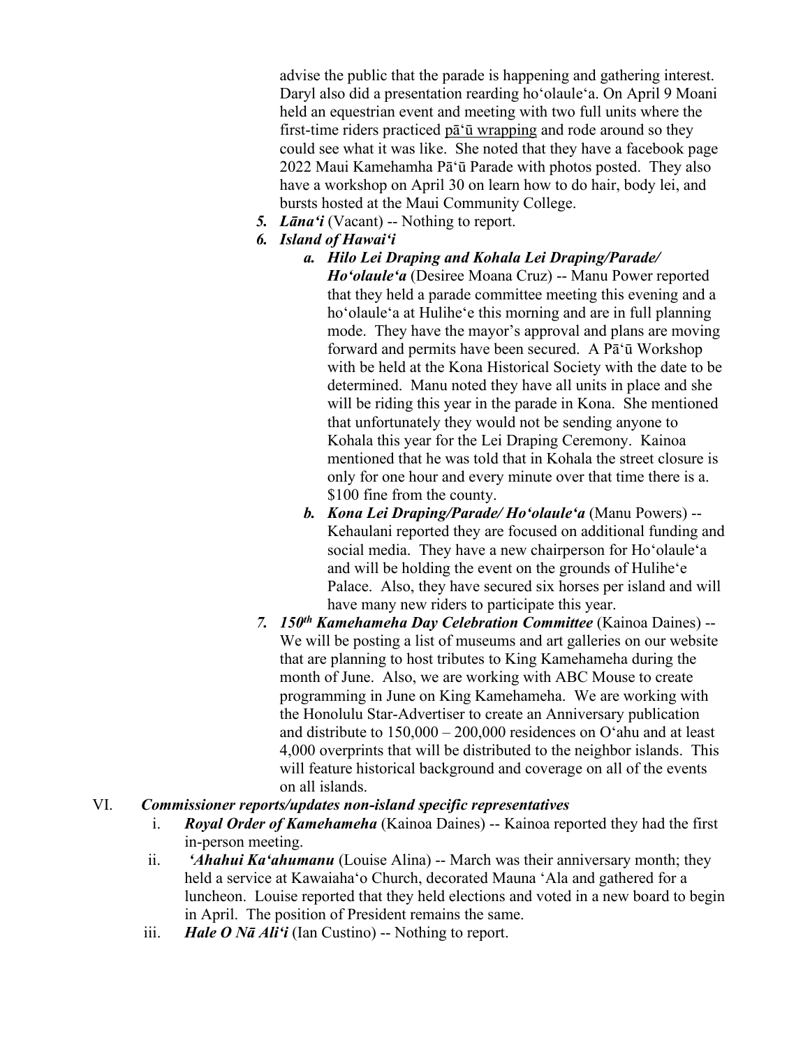advise the public that the parade is happening and gathering interest. Daryl also did a presentation rearding hoʻolauleʻa. On April 9 Moani held an equestrian event and meeting with two full units where the first-time riders practiced pāʻū wrapping and rode around so they could see what it was like. She noted that they have a facebook page 2022 Maui Kamehamha Pāʻū Parade with photos posted. They also have a workshop on April 30 on learn how to do hair, body lei, and bursts hosted at the Maui Community College.

5. ***Lānaʻi*** (Vacant) -- Nothing to report.
6. ***Island of Hawaiʻi***
   a. ***Hilo Lei Draping and Kohala Lei Draping/Parade/ Hoʻolauleʻa*** (Desiree Moana Cruz) -- Manu Power reported that they held a parade committee meeting this evening and a hoʻolauleʻa at Huliheʻe this morning and are in full planning mode. They have the mayor's approval and plans are moving forward and permits have been secured. A Pāʻū Workshop with be held at the Kona Historical Society with the date to be determined. Manu noted they have all units in place and she will be riding this year in the parade in Kona. She mentioned that unfortunately they would not be sending anyone to Kohala this year for the Lei Draping Ceremony. Kainoa mentioned that he was told that in Kohala the street closure is only for one hour and every minute over that time there is a. $100 fine from the county.
   b. ***Kona Lei Draping/Parade/ Hoʻolauleʻa*** (Manu Powers) -- Kehaulani reported they are focused on additional funding and social media. They have a new chairperson for Hoʻolauleʻa and will be holding the event on the grounds of Huliheʻe Palace. Also, they have secured six horses per island and will have many new riders to participate this year.
7. ***150th Kamehameha Day Celebration Committee*** (Kainoa Daines) -- We will be posting a list of museums and art galleries on our website that are planning to host tributes to King Kamehameha during the month of June. Also, we are working with ABC Mouse to create programming in June on King Kamehameha. We are working with the Honolulu Star-Advertiser to create an Anniversary publication and distribute to 150,000 – 200,000 residences on Oʻahu and at least 4,000 overprints that will be distributed to the neighbor islands. This will feature historical background and coverage on all of the events on all islands.

VI. ***Commissioner reports/updates non-island specific representatives***

i. ***Royal Order of Kamehameha*** (Kainoa Daines) -- Kainoa reported they had the first in-person meeting.

ii. ***ʻAhahui Kaʻahumanu*** (Louise Alina) -- March was their anniversary month; they held a service at Kawaiahaʻo Church, decorated Mauna ʻAla and gathered for a luncheon. Louise reported that they held elections and voted in a new board to begin in April. The position of President remains the same.

iii. ***Hale O Nā Aliʻi*** (Ian Custino) -- Nothing to report.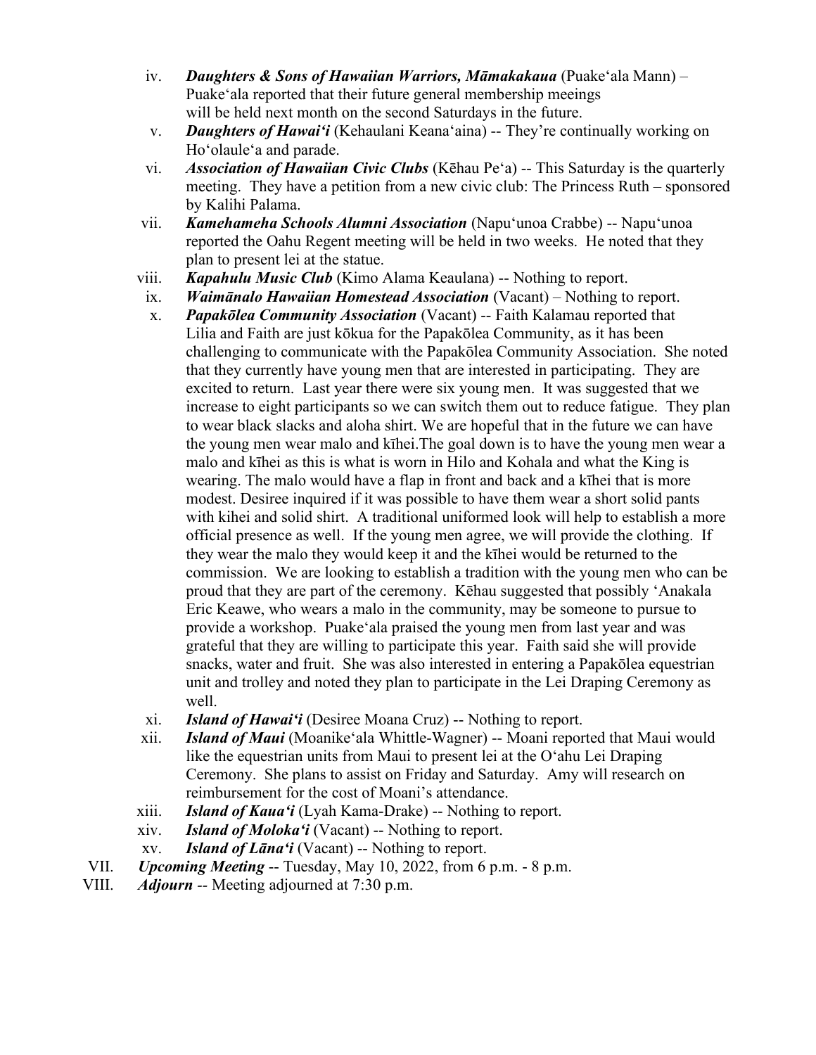iv. ***Daughters & Sons of Hawaiian Warriors, Māmakakaua*** (Puakeʻala Mann) – Puakeʻala reported that their future general membership meeings will be held next month on the second Saturdays in the future.

v. ***Daughters of Hawaiʻi*** (Kehaulani Keanaʻaina) -- They're continually working on Hoʻolauleʻa and parade.

vi. ***Association of Hawaiian Civic Clubs*** (Kēhau Peʻa) -- This Saturday is the quarterly meeting. They have a petition from a new civic club: The Princess Ruth – sponsored by Kalihi Palama.

vii. ***Kamehameha Schools Alumni Association*** (Napuʻunoa Crabbe) -- Napuʻunoa reported the Oahu Regent meeting will be held in two weeks. He noted that they plan to present lei at the statue.

viii. ***Kapahulu Music Club*** (Kimo Alama Keaulana) -- Nothing to report.

ix. ***Waimānalo Hawaiian Homestead Association*** (Vacant) – Nothing to report.

x. ***Papakōlea Community Association*** (Vacant) -- Faith Kalamau reported that Lilia and Faith are just kōkua for the Papakōlea Community, as it has been challenging to communicate with the Papakōlea Community Association. She noted that they currently have young men that are interested in participating. They are excited to return. Last year there were six young men. It was suggested that we increase to eight participants so we can switch them out to reduce fatigue. They plan to wear black slacks and aloha shirt. We are hopeful that in the future we can have the young men wear malo and kīhei.The goal down is to have the young men wear a malo and kīhei as this is what is worn in Hilo and Kohala and what the King is wearing. The malo would have a flap in front and back and a kīhei that is more modest. Desiree inquired if it was possible to have them wear a short solid pants with kihei and solid shirt. A traditional uniformed look will help to establish a more official presence as well. If the young men agree, we will provide the clothing. If they wear the malo they would keep it and the kīhei would be returned to the commission. We are looking to establish a tradition with the young men who can be proud that they are part of the ceremony. Kēhau suggested that possibly ʻAnakala Eric Keawe, who wears a malo in the community, may be someone to pursue to provide a workshop. Puakeʻala praised the young men from last year and was grateful that they are willing to participate this year. Faith said she will provide snacks, water and fruit. She was also interested in entering a Papakōlea equestrian unit and trolley and noted they plan to participate in the Lei Draping Ceremony as well.

xi. ***Island of Hawaiʻi*** (Desiree Moana Cruz) -- Nothing to report.

xii. ***Island of Maui*** (Moanikeʻala Whittle-Wagner) -- Moani reported that Maui would like the equestrian units from Maui to present lei at the Oʻahu Lei Draping Ceremony. She plans to assist on Friday and Saturday. Amy will research on reimbursement for the cost of Moani's attendance.

xiii. ***Island of Kauaʻi*** (Lyah Kama-Drake) -- Nothing to report.

xiv. ***Island of Molokaʻi*** (Vacant) -- Nothing to report.

xv. ***Island of Lānaʻi*** (Vacant) -- Nothing to report.

VII. ***Upcoming Meeting*** -- Tuesday, May 10, 2022, from 6 p.m. - 8 p.m.

VIII. ***Adjourn*** -- Meeting adjourned at 7:30 p.m.